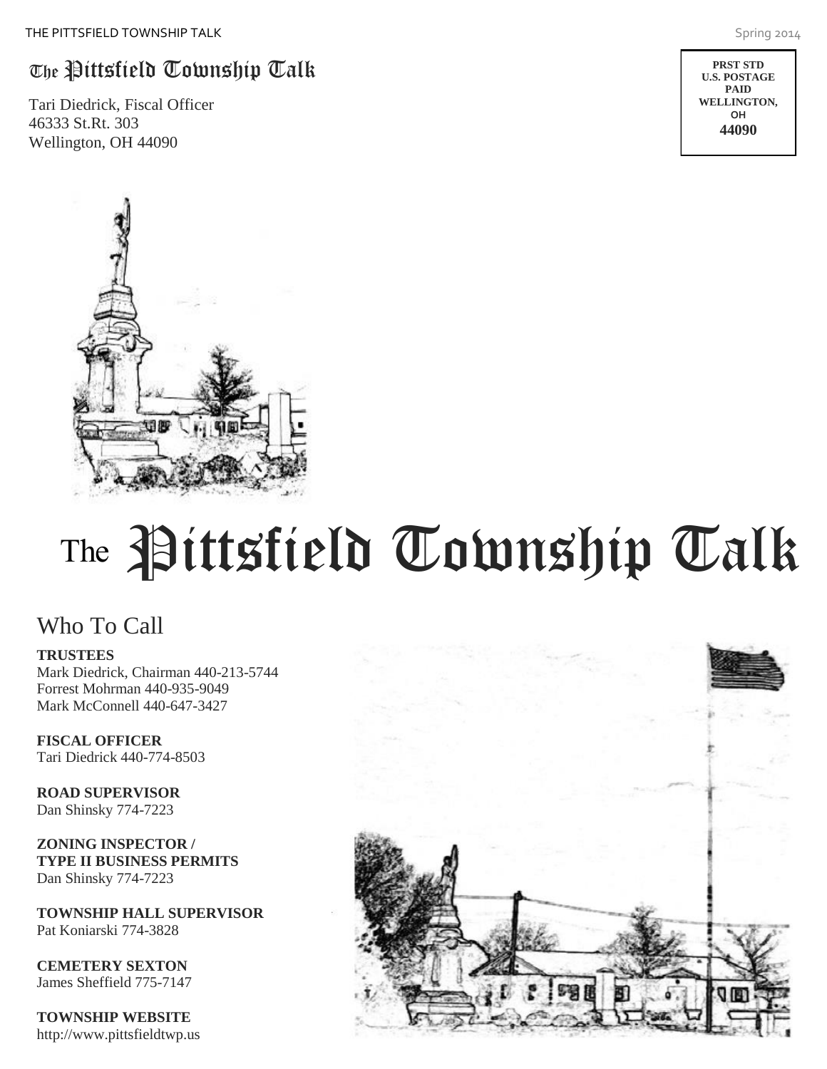The Pittsfield Township Talk

Tari Diedrick, Fiscal Officer
46333 St.Rt. 303
Wellington, OH 44090

PRST STD
U.S. POSTAGE
PAID
WELLINGTON,
OH
44090

# The Pittsfield Township Talk

## Who To Call

**TRUSTEES**
Mark Diedrick, Chairman 440-213-5744
Forrest Mohrman 440-935-9049
Mark McConnell 440-647-3427

**FISCAL OFFICER**
Tari Diedrick 440-774-8503

**ROAD SUPERVISOR**
Dan Shinsky 774-7223

**ZONING INSPECTOR / TYPE II BUSINESS PERMITS**
Dan Shinsky 774-7223

**TOWNSHIP HALL SUPERVISOR**
Pat Koniarski 774-3828

**CEMETERY SEXTON**
James Sheffield 775-7147

**TOWNSHIP WEBSITE**
http://www.pittsfieldtwp.us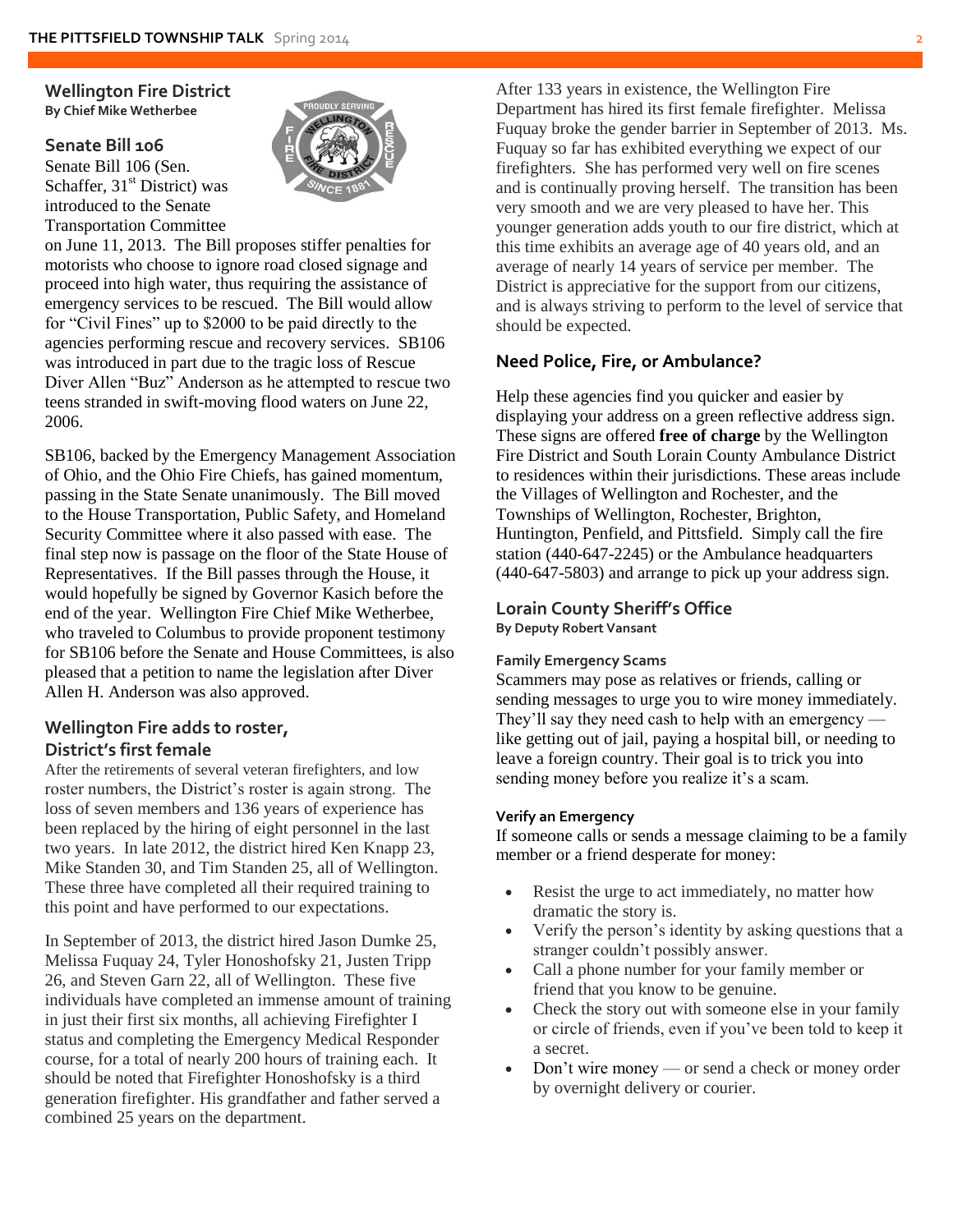## Wellington Fire District

**By Chief Mike Wetherbee**

### Senate Bill 106

Senate Bill 106 (Sen. Schaffer, 31st District) was introduced to the Senate Transportation Committee on June 11, 2013. The Bill proposes stiffer penalties for motorists who choose to ignore road closed signage and proceed into high water, thus requiring the assistance of emergency services to be rescued. The Bill would allow for "Civil Fines" up to $2000 to be paid directly to the agencies performing rescue and recovery services. SB106 was introduced in part due to the tragic loss of Rescue Diver Allen "Buz" Anderson as he attempted to rescue two teens stranded in swift-moving flood waters on June 22, 2006.

SB106, backed by the Emergency Management Association of Ohio, and the Ohio Fire Chiefs, has gained momentum, passing in the State Senate unanimously. The Bill moved to the House Transportation, Public Safety, and Homeland Security Committee where it also passed with ease. The final step now is passage on the floor of the State House of Representatives. If the Bill passes through the House, it would hopefully be signed by Governor Kasich before the end of the year. Wellington Fire Chief Mike Wetherbee, who traveled to Columbus to provide proponent testimony for SB106 before the Senate and House Committees, is also pleased that a petition to name the legislation after Diver Allen H. Anderson was also approved.

### Wellington Fire adds to roster, District's first female

After the retirements of several veteran firefighters, and low roster numbers, the District's roster is again strong. The loss of seven members and 136 years of experience has been replaced by the hiring of eight personnel in the last two years. In late 2012, the district hired Ken Knapp 23, Mike Standen 30, and Tim Standen 25, all of Wellington. These three have completed all their required training to this point and have performed to our expectations.

In September of 2013, the district hired Jason Dumke 25, Melissa Fuquay 24, Tyler Honoshofsky 21, Justen Tripp 26, and Steven Garn 22, all of Wellington. These five individuals have completed an immense amount of training in just their first six months, all achieving Firefighter I status and completing the Emergency Medical Responder course, for a total of nearly 200 hours of training each. It should be noted that Firefighter Honoshofsky is a third generation firefighter. His grandfather and father served a combined 25 years on the department.

After 133 years in existence, the Wellington Fire Department has hired its first female firefighter. Melissa Fuquay broke the gender barrier in September of 2013. Ms. Fuquay so far has exhibited everything we expect of our firefighters. She has performed very well on fire scenes and is continually proving herself. The transition has been very smooth and we are very pleased to have her. This younger generation adds youth to our fire district, which at this time exhibits an average age of 40 years old, and an average of nearly 14 years of service per member. The District is appreciative for the support from our citizens, and is always striving to perform to the level of service that should be expected.

### Need Police, Fire, or Ambulance?

Help these agencies find you quicker and easier by displaying your address on a green reflective address sign. These signs are offered **free of charge** by the Wellington Fire District and South Lorain County Ambulance District to residences within their jurisdictions. These areas include the Villages of Wellington and Rochester, and the Townships of Wellington, Rochester, Brighton, Huntington, Penfield, and Pittsfield. Simply call the fire station (440-647-2245) or the Ambulance headquarters (440-647-5803) and arrange to pick up your address sign.

## Lorain County Sheriff's Office

**By Deputy Robert Vansant**

#### Family Emergency Scams

Scammers may pose as relatives or friends, calling or sending messages to urge you to wire money immediately. They'll say they need cash to help with an emergency — like getting out of jail, paying a hospital bill, or needing to leave a foreign country. Their goal is to trick you into sending money before you realize it's a scam.

#### Verify an Emergency

If someone calls or sends a message claiming to be a family member or a friend desperate for money:

- Resist the urge to act immediately, no matter how dramatic the story is.
- Verify the person's identity by asking questions that a stranger couldn't possibly answer.
- Call a phone number for your family member or friend that you know to be genuine.
- Check the story out with someone else in your family or circle of friends, even if you've been told to keep it a secret.
- Don't wire money — or send a check or money order by overnight delivery or courier.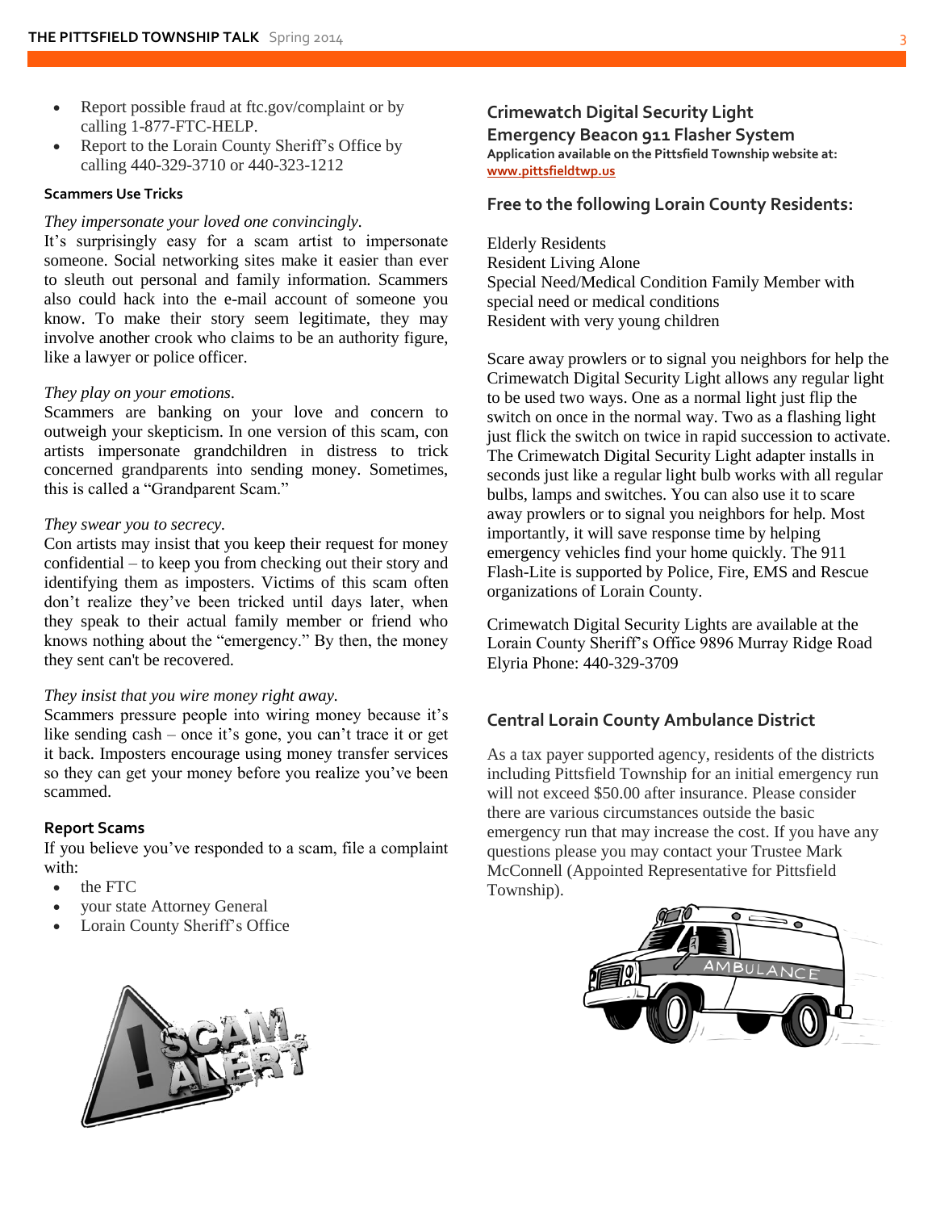- Report possible fraud at ftc.gov/complaint or by calling 1-877-FTC-HELP.
- Report to the Lorain County Sheriff's Office by calling 440-329-3710 or 440-323-1212

### Scammers Use Tricks

*They impersonate your loved one convincingly.*
It's surprisingly easy for a scam artist to impersonate someone. Social networking sites make it easier than ever to sleuth out personal and family information. Scammers also could hack into the e-mail account of someone you know. To make their story seem legitimate, they may involve another crook who claims to be an authority figure, like a lawyer or police officer.

*They play on your emotions.*
Scammers are banking on your love and concern to outweigh your skepticism. In one version of this scam, con artists impersonate grandchildren in distress to trick concerned grandparents into sending money. Sometimes, this is called a "Grandparent Scam."

*They swear you to secrecy.*
Con artists may insist that you keep their request for money confidential – to keep you from checking out their story and identifying them as imposters. Victims of this scam often don't realize they've been tricked until days later, when they speak to their actual family member or friend who knows nothing about the "emergency." By then, the money they sent can't be recovered.

*They insist that you wire money right away.*
Scammers pressure people into wiring money because it's like sending cash – once it's gone, you can't trace it or get it back. Imposters encourage using money transfer services so they can get your money before you realize you've been scammed.

### Report Scams

If you believe you've responded to a scam, file a complaint with:

- the FTC
- your state Attorney General
- Lorain County Sheriff's Office

## Crimewatch Digital Security Light Emergency Beacon 911 Flasher System

**Application available on the Pittsfield Township website at: [www.pittsfieldtwp.us](www.pittsfieldtwp.us)**

### Free to the following Lorain County Residents:

Elderly Residents
Resident Living Alone
Special Need/Medical Condition Family Member with special need or medical conditions
Resident with very young children

Scare away prowlers or to signal you neighbors for help the Crimewatch Digital Security Light allows any regular light to be used two ways. One as a normal light just flip the switch on once in the normal way. Two as a flashing light just flick the switch on twice in rapid succession to activate. The Crimewatch Digital Security Light adapter installs in seconds just like a regular light bulb works with all regular bulbs, lamps and switches. You can also use it to scare away prowlers or to signal you neighbors for help. Most importantly, it will save response time by helping emergency vehicles find your home quickly. The 911 Flash-Lite is supported by Police, Fire, EMS and Rescue organizations of Lorain County.

Crimewatch Digital Security Lights are available at the Lorain County Sheriff's Office 9896 Murray Ridge Road Elyria Phone: 440-329-3709

## Central Lorain County Ambulance District

As a tax payer supported agency, residents of the districts including Pittsfield Township for an initial emergency run will not exceed $50.00 after insurance. Please consider there are various circumstances outside the basic emergency run that may increase the cost. If you have any questions please you may contact your Trustee Mark McConnell (Appointed Representative for Pittsfield Township).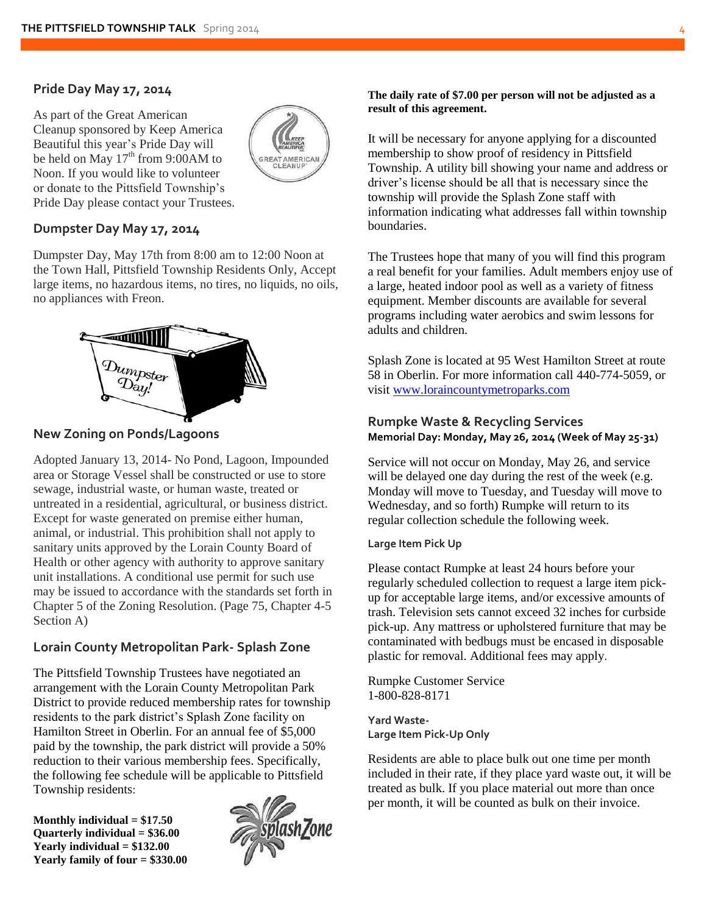## Pride Day May 17, 2014

As part of the Great American Cleanup sponsored by Keep America Beautiful this year's Pride Day will be held on May 17th from 9:00AM to Noon. If you would like to volunteer or donate to the Pittsfield Township's Pride Day please contact your Trustees.

## Dumpster Day May 17, 2014

Dumpster Day, May 17th from 8:00 am to 12:00 Noon at the Town Hall, Pittsfield Township Residents Only, Accept large items, no hazardous items, no tires, no liquids, no oils, no appliances with Freon.

## New Zoning on Ponds/Lagoons

Adopted January 13, 2014- No Pond, Lagoon, Impounded area or Storage Vessel shall be constructed or use to store sewage, industrial waste, or human waste, treated or untreated in a residential, agricultural, or business district. Except for waste generated on premise either human, animal, or industrial. This prohibition shall not apply to sanitary units approved by the Lorain County Board of Health or other agency with authority to approve sanitary unit installations. A conditional use permit for such use may be issued to accordance with the standards set forth in Chapter 5 of the Zoning Resolution. (Page 75, Chapter 4-5 Section A)

## Lorain County Metropolitan Park- Splash Zone

The Pittsfield Township Trustees have negotiated an arrangement with the Lorain County Metropolitan Park District to provide reduced membership rates for township residents to the park district's Splash Zone facility on Hamilton Street in Oberlin. For an annual fee of $5,000 paid by the township, the park district will provide a 50% reduction to their various membership fees. Specifically, the following fee schedule will be applicable to Pittsfield Township residents:

**Monthly individual = $17.50**
**Quarterly individual = $36.00**
**Yearly individual = $132.00**
**Yearly family of four = $330.00**

**The daily rate of $7.00 per person will not be adjusted as a result of this agreement.**

It will be necessary for anyone applying for a discounted membership to show proof of residency in Pittsfield Township. A utility bill showing your name and address or driver's license should be all that is necessary since the township will provide the Splash Zone staff with information indicating what addresses fall within township boundaries.

The Trustees hope that many of you will find this program a real benefit for your families. Adult members enjoy use of a large, heated indoor pool as well as a variety of fitness equipment. Member discounts are available for several programs including water aerobics and swim lessons for adults and children.

Splash Zone is located at 95 West Hamilton Street at route 58 in Oberlin. For more information call 440-774-5059, or visit www.loraincountymetroparks.com

## Rumpke Waste & Recycling Services

**Memorial Day: Monday, May 26, 2014 (Week of May 25-31)**

Service will not occur on Monday, May 26, and service will be delayed one day during the rest of the week (e.g. Monday will move to Tuesday, and Tuesday will move to Wednesday, and so forth) Rumpke will return to its regular collection schedule the following week.

### Large Item Pick Up

Please contact Rumpke at least 24 hours before your regularly scheduled collection to request a large item pick-up for acceptable large items, and/or excessive amounts of trash. Television sets cannot exceed 32 inches for curbside pick-up. Any mattress or upholstered furniture that may be contaminated with bedbugs must be encased in disposable plastic for removal. Additional fees may apply.

Rumpke Customer Service
1-800-828-8171

### Yard Waste-
### Large Item Pick-Up Only

Residents are able to place bulk out one time per month included in their rate, if they place yard waste out, it will be treated as bulk. If you place material out more than once per month, it will be counted as bulk on their invoice.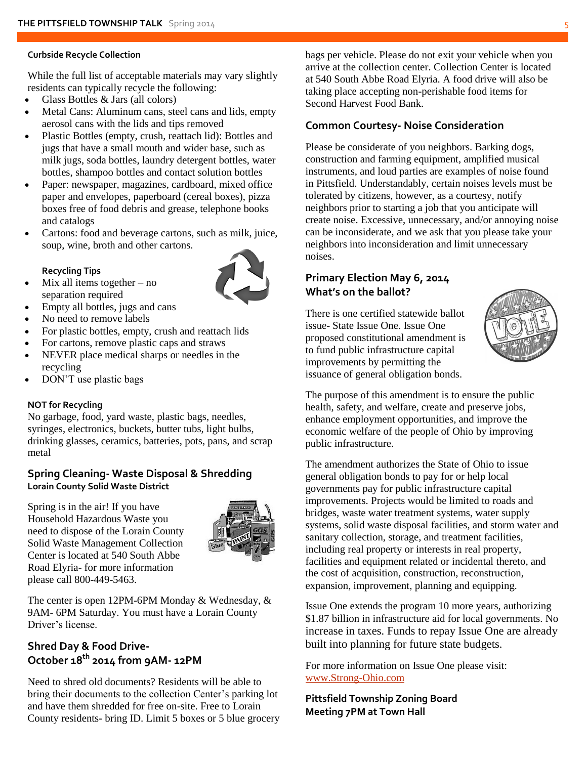#### Curbside Recycle Collection

While the full list of acceptable materials may vary slightly residents can typically recycle the following:

- Glass Bottles & Jars (all colors)
- Metal Cans: Aluminum cans, steel cans and lids, empty aerosol cans with the lids and tips removed
- Plastic Bottles (empty, crush, reattach lid): Bottles and jugs that have a small mouth and wider base, such as milk jugs, soda bottles, laundry detergent bottles, water bottles, shampoo bottles and contact solution bottles
- Paper: newspaper, magazines, cardboard, mixed office paper and envelopes, paperboard (cereal boxes), pizza boxes free of food debris and grease, telephone books and catalogs
- Cartons: food and beverage cartons, such as milk, juice, soup, wine, broth and other cartons.

#### Recycling Tips

- Mix all items together – no separation required
- Empty all bottles, jugs and cans
- No need to remove labels
- For plastic bottles, empty, crush and reattach lids
- For cartons, remove plastic caps and straws
- NEVER place medical sharps or needles in the recycling
- DON'T use plastic bags

#### NOT for Recycling

No garbage, food, yard waste, plastic bags, needles, syringes, electronics, buckets, butter tubs, light bulbs, drinking glasses, ceramics, batteries, pots, pans, and scrap metal

### Spring Cleaning- Waste Disposal & Shredding

**Lorain County Solid Waste District**

Spring is in the air! If you have Household Hazardous Waste you need to dispose of the Lorain County Solid Waste Management Collection Center is located at 540 South Abbe Road Elyria- for more information please call 800-449-5463.

The center is open 12PM-6PM Monday & Wednesday, & 9AM- 6PM Saturday. You must have a Lorain County Driver's license.

### Shred Day & Food Drive- October 18th 2014 from 9AM- 12PM

Need to shred old documents? Residents will be able to bring their documents to the collection Center's parking lot and have them shredded for free on-site. Free to Lorain County residents- bring ID. Limit 5 boxes or 5 blue grocery bags per vehicle. Please do not exit your vehicle when you arrive at the collection center. Collection Center is located at 540 South Abbe Road Elyria. A food drive will also be taking place accepting non-perishable food items for Second Harvest Food Bank.

### Common Courtesy- Noise Consideration

Please be considerate of you neighbors. Barking dogs, construction and farming equipment, amplified musical instruments, and loud parties are examples of noise found in Pittsfield. Understandably, certain noises levels must be tolerated by citizens, however, as a courtesy, notify neighbors prior to starting a job that you anticipate will create noise. Excessive, unnecessary, and/or annoying noise can be inconsiderate, and we ask that you please take your neighbors into inconsideration and limit unnecessary noises.

### Primary Election May 6, 2014 What's on the ballot?

There is one certified statewide ballot issue- State Issue One. Issue One proposed constitutional amendment is to fund public infrastructure capital improvements by permitting the issuance of general obligation bonds.

The purpose of this amendment is to ensure the public health, safety, and welfare, create and preserve jobs, enhance employment opportunities, and improve the economic welfare of the people of Ohio by improving public infrastructure.

The amendment authorizes the State of Ohio to issue general obligation bonds to pay for or help local governments pay for public infrastructure capital improvements. Projects would be limited to roads and bridges, waste water treatment systems, water supply systems, solid waste disposal facilities, and storm water and sanitary collection, storage, and treatment facilities, including real property or interests in real property, facilities and equipment related or incidental thereto, and the cost of acquisition, construction, reconstruction, expansion, improvement, planning and equipping.

Issue One extends the program 10 more years, authorizing $1.87 billion in infrastructure aid for local governments. No increase in taxes. Funds to repay Issue One are already built into planning for future state budgets.

For more information on Issue One please visit: www.Strong-Ohio.com

**Pittsfield Township Zoning Board Meeting 7PM at Town Hall**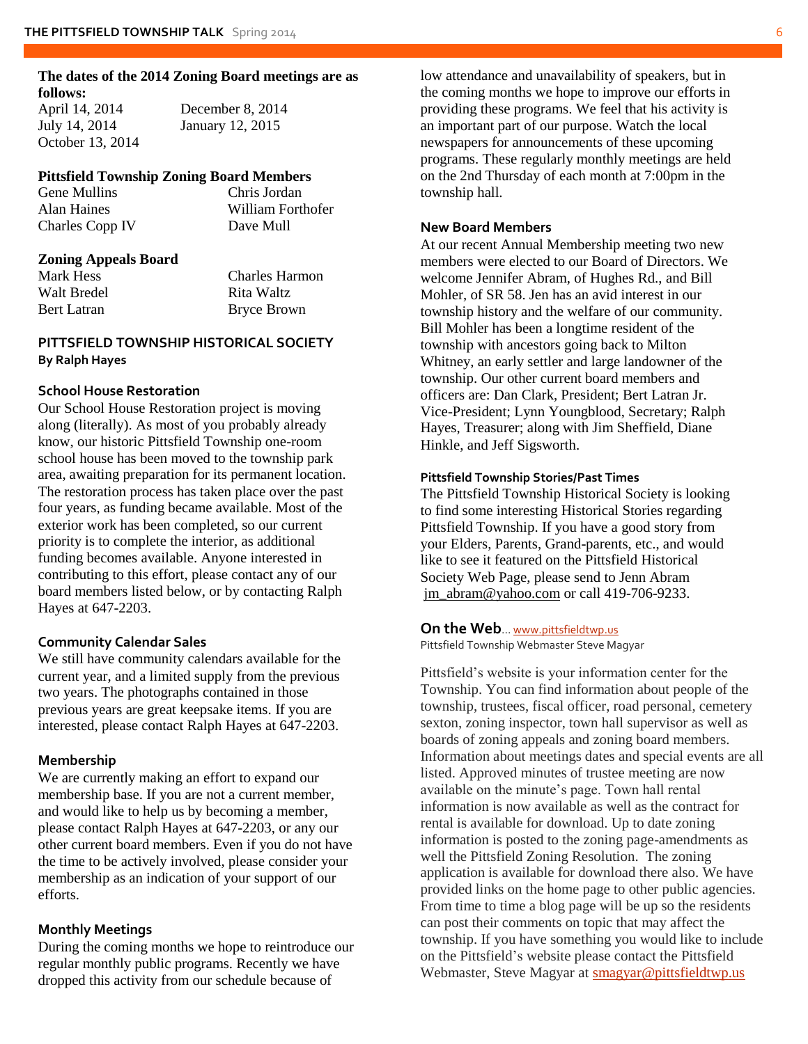**The dates of the 2014 Zoning Board meetings are as follows:**

April 14, 2014
July 14, 2014
October 13, 2014
December 8, 2014
January 12, 2015

**Pittsfield Township Zoning Board Members**

| | |
|---|---|
| Gene Mullins | Chris Jordan |
| Alan Haines | William Forthofer |
| Charles Copp IV | Dave Mull |

**Zoning Appeals Board**

| | |
|---|---|
| Mark Hess | Charles Harmon |
| Walt Bredel | Rita Waltz |
| Bert Latran | Bryce Brown |

## PITTSFIELD TOWNSHIP HISTORICAL SOCIETY

**By Ralph Hayes**

### School House Restoration

Our School House Restoration project is moving along (literally). As most of you probably already know, our historic Pittsfield Township one-room school house has been moved to the township park area, awaiting preparation for its permanent location. The restoration process has taken place over the past four years, as funding became available. Most of the exterior work has been completed, so our current priority is to complete the interior, as additional funding becomes available. Anyone interested in contributing to this effort, please contact any of our board members listed below, or by contacting Ralph Hayes at 647-2203.

### Community Calendar Sales

We still have community calendars available for the current year, and a limited supply from the previous two years. The photographs contained in those previous years are great keepsake items. If you are interested, please contact Ralph Hayes at 647-2203.

### Membership

We are currently making an effort to expand our membership base. If you are not a current member, and would like to help us by becoming a member, please contact Ralph Hayes at 647-2203, or any our other current board members. Even if you do not have the time to be actively involved, please consider your membership as an indication of your support of our efforts.

### Monthly Meetings

During the coming months we hope to reintroduce our regular monthly public programs. Recently we have dropped this activity from our schedule because of low attendance and unavailability of speakers, but in the coming months we hope to improve our efforts in providing these programs. We feel that his activity is an important part of our purpose. Watch the local newspapers for announcements of these upcoming programs. These regularly monthly meetings are held on the 2nd Thursday of each month at 7:00pm in the township hall.

### New Board Members

At our recent Annual Membership meeting two new members were elected to our Board of Directors. We welcome Jennifer Abram, of Hughes Rd., and Bill Mohler, of SR 58. Jen has an avid interest in our township history and the welfare of our community. Bill Mohler has been a longtime resident of the township with ancestors going back to Milton Whitney, an early settler and large landowner of the township. Our other current board members and officers are: Dan Clark, President; Bert Latran Jr. Vice-President; Lynn Youngblood, Secretary; Ralph Hayes, Treasurer; along with Jim Sheffield, Diane Hinkle, and Jeff Sigsworth.

#### Pittsfield Township Stories/Past Times

The Pittsfield Township Historical Society is looking to find some interesting Historical Stories regarding Pittsfield Township. If you have a good story from your Elders, Parents, Grand-parents, etc., and would like to see it featured on the Pittsfield Historical Society Web Page, please send to Jenn Abram jm_abram@yahoo.com or call 419-706-9233.

## On the Web... www.pittsfieldtwp.us

Pittsfield Township Webmaster Steve Magyar

Pittsfield's website is your information center for the Township. You can find information about people of the township, trustees, fiscal officer, road personal, cemetery sexton, zoning inspector, town hall supervisor as well as boards of zoning appeals and zoning board members. Information about meetings dates and special events are all listed. Approved minutes of trustee meeting are now available on the minute's page. Town hall rental information is now available as well as the contract for rental is available for download. Up to date zoning information is posted to the zoning page-amendments as well the Pittsfield Zoning Resolution. The zoning application is available for download there also. We have provided links on the home page to other public agencies. From time to time a blog page will be up so the residents can post their comments on topic that may affect the township. If you have something you would like to include on the Pittsfield's website please contact the Pittsfield Webmaster, Steve Magyar at smagyar@pittsfieldtwp.us